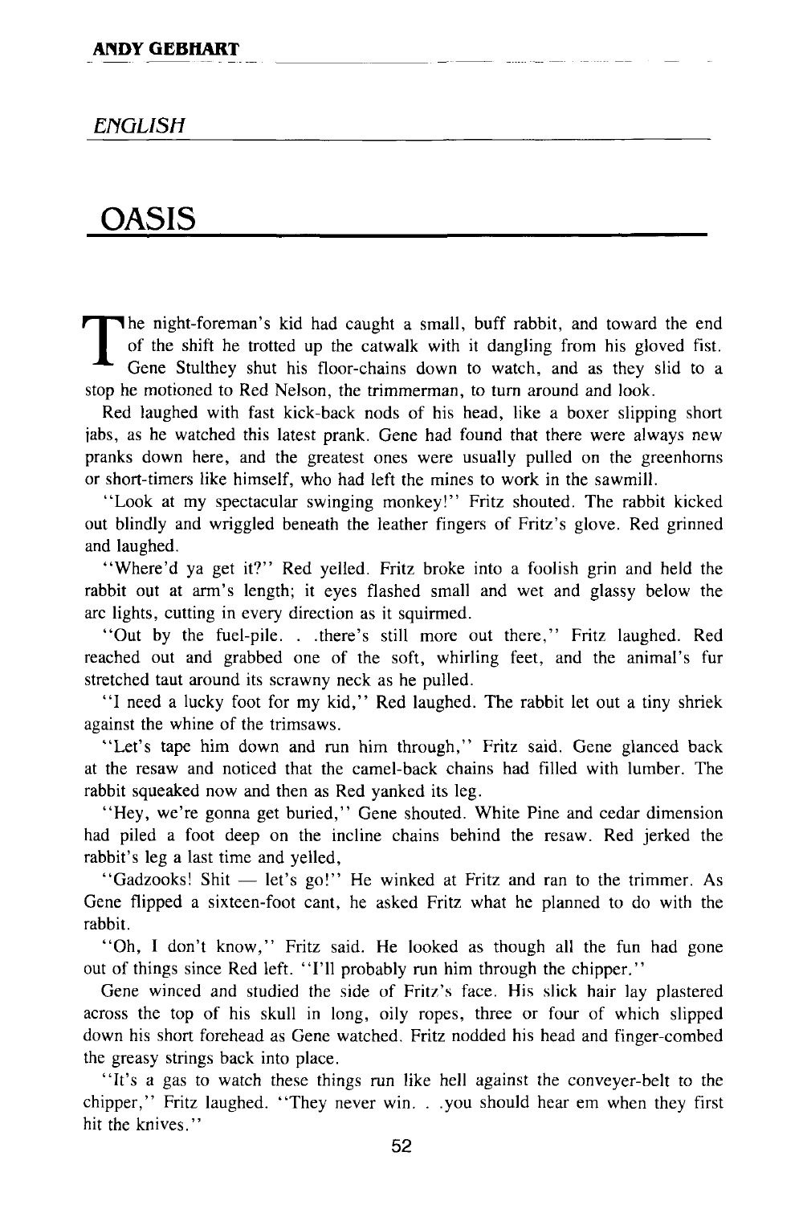**ANDY GEBHART**

*ENGLISH*

# OASIS

The night-foreman's kid had caught a small, buff rabbit, and toward the end of the shift he trotted up the catwalk with it dangling from his gloved fist. Gene Stulthey shut his floor-chains down to watch, and as they slid to a stop he motioned to Red Nelson, the trimmerman, to turn around and look.

Red laughed with fast kick-back nods of his head, like a boxer slipping short jabs, as he watched this latest prank. Gene had found that there were always new pranks down here, and the greatest ones were usually pulled on the greenhorns or short-timers like himself, who had left the mines to work in the sawmill.

"Look at my spectacular swinging monkey!" Fritz shouted. The rabbit kicked out blindly and wriggled beneath the leather fingers of Fritz's glove. Red grinned and laughed.

"Where'd ya get it?" Red yelled. Fritz broke into a foolish grin and held the rabbit out at arm's length; it eyes flashed small and wet and glassy below the arc lights, cutting in every direction as it squirmed.

"Out by the fuel-pile. . .there's still more out there," Fritz laughed. Red reached out and grabbed one of the soft, whirling feet, and the animal's fur stretched taut around its scrawny neck as he pulled.

"I need a lucky foot for my kid," Red laughed. The rabbit let out a tiny shriek against the whine of the trimsaws.

"Let's tape him down and run him through," Fritz said. Gene glanced back at the resaw and noticed that the camel-back chains had filled with lumber. The rabbit squeaked now and then as Red yanked its leg.

"Hey, we're gonna get buried," Gene shouted. White Pine and cedar dimension had piled a foot deep on the incline chains behind the resaw. Red jerked the rabbit's leg a last time and yelled,

"Gadzooks! Shit — let's go!" He winked at Fritz and ran to the trimmer. As Gene flipped a sixteen-foot cant, he asked Fritz what he planned to do with the rabbit.

"Oh, I don't know," Fritz said. He looked as though all the fun had gone out of things since Red left. "I'll probably run him through the chipper."

Gene winced and studied the side of Fritz's face. His slick hair lay plastered across the top of his skull in long, oily ropes, three or four of which slipped down his short forehead as Gene watched. Fritz nodded his head and finger-combed the greasy strings back into place.

"It's a gas to watch these things run like hell against the conveyer-belt to the chipper," Fritz laughed. "They never win. . .you should hear em when they first hit the knives."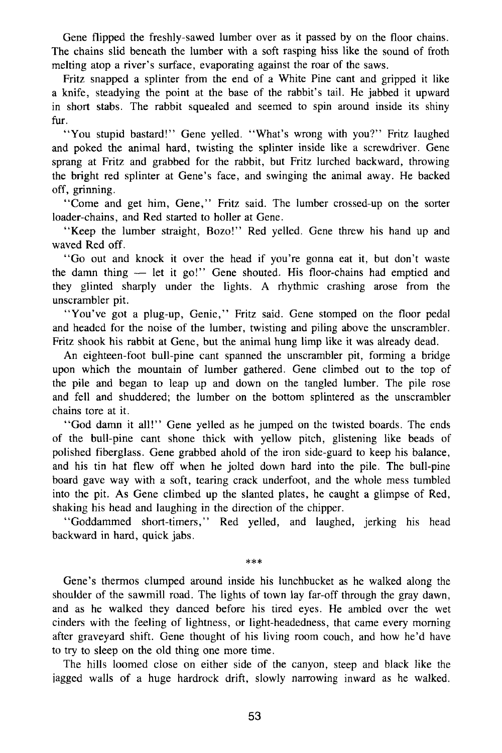Gene flipped the freshly-sawed lumber over as it passed by on the floor chains. The chains slid beneath the lumber with a soft rasping hiss like the sound of froth melting atop a river's surface, evaporating against the roar of the saws.

Fritz snapped a splinter from the end of a White Pine cant and gripped it like a knife, steadying the point at the base of the rabbit's tail. He jabbed it upward in short stabs. The rabbit squealed and seemed to spin around inside its shiny fur.

"You stupid bastard!" Gene yelled. "What's wrong with you?" Fritz laughed and poked the animal hard, twisting the splinter inside like a screwdriver. Gene sprang at Fritz and grabbed for the rabbit, but Fritz lurched backward, throwing the bright red splinter at Gene's face, and swinging the animal away. He backed off, grinning.

"Come and get him, Gene," Fritz said. The lumber crossed-up on the sorter loader-chains, and Red started to holler at Gene.

"Keep the lumber straight, Bozo!" Red yelled. Gene threw his hand up and waved Red off.

"Go out and knock it over the head if you're gonna eat it, but don't waste the damn thing — let it go!" Gene shouted. His floor-chains had emptied and they glinted sharply under the lights. A rhythmic crashing arose from the unscrambler pit.

"You've got a plug-up, Genie," Fritz said. Gene stomped on the floor pedal and headed for the noise of the lumber, twisting and piling above the unscrambler. Fritz shook his rabbit at Gene, but the animal hung limp like it was already dead.

An eighteen-foot bull-pine cant spanned the unscrambler pit, forming a bridge upon which the mountain of lumber gathered. Gene climbed out to the top of the pile and began to leap up and down on the tangled lumber. The pile rose and fell and shuddered; the lumber on the bottom splintered as the unscrambler chains tore at it.

"God damn it all!" Gene yelled as he jumped on the twisted boards. The ends of the bull-pine cant shone thick with yellow pitch, glistening like beads of polished fiberglass. Gene grabbed ahold of the iron side-guard to keep his balance, and his tin hat flew off when he jolted down hard into the pile. The bull-pine board gave way with a soft, tearing crack underfoot, and the whole mess tumbled into the pit. As Gene climbed up the slanted plates, he caught a glimpse of Red, shaking his head and laughing in the direction of the chipper.

"Goddammed short-timers," Red yelled, and laughed, jerking his head backward in hard, quick jabs.

***

Gene's thermos clumped around inside his lunchbucket as he walked along the shoulder of the sawmill road. The lights of town lay far-off through the gray dawn, and as he walked they danced before his tired eyes. He ambled over the wet cinders with the feeling of lightness, or light-headedness, that came every morning after graveyard shift. Gene thought of his living room couch, and how he'd have to try to sleep on the old thing one more time.

The hills loomed close on either side of the canyon, steep and black like the jagged walls of a huge hardrock drift, slowly narrowing inward as he walked.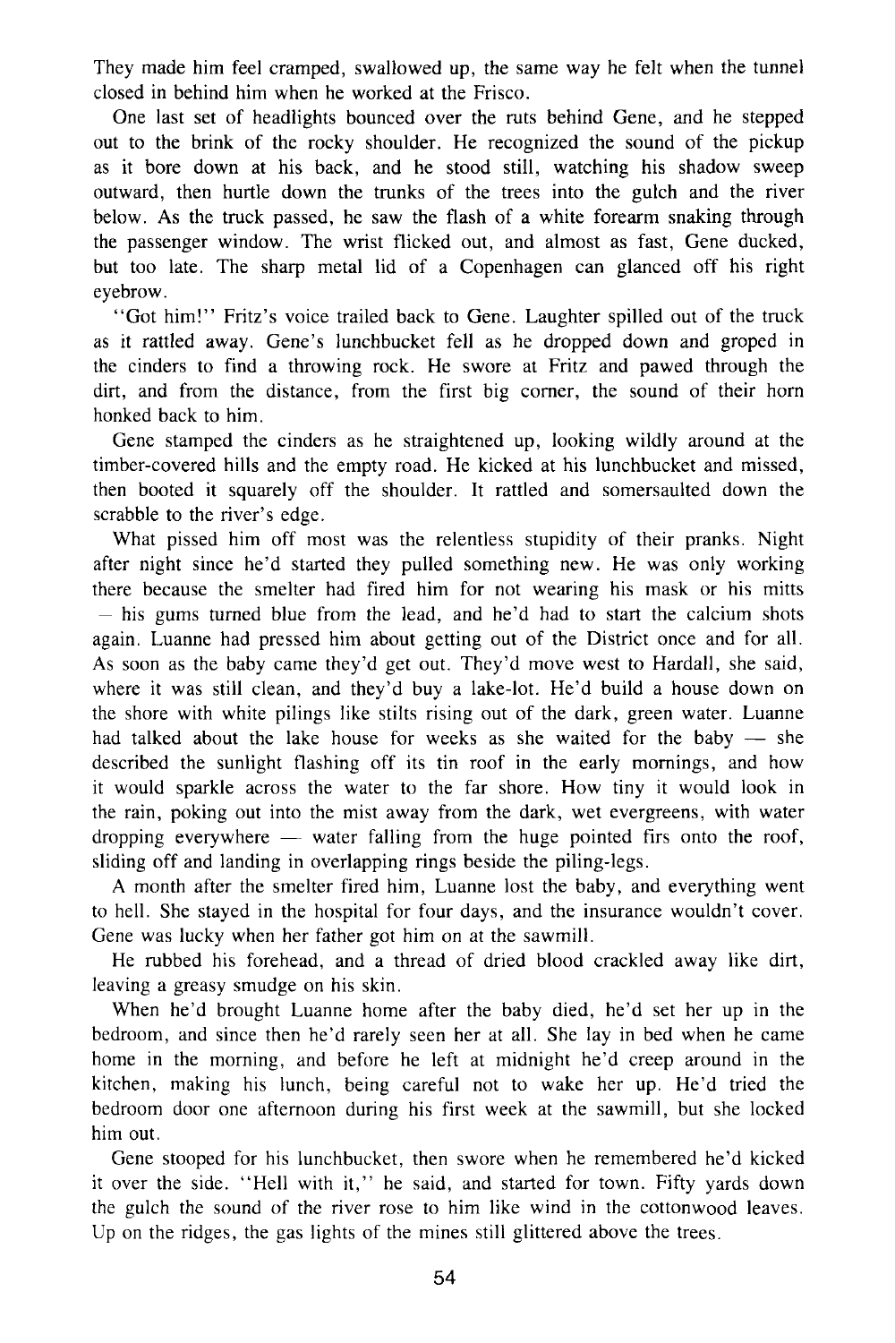They made him feel cramped, swallowed up, the same way he felt when the tunnel closed in behind him when he worked at the Frisco.

One last set of headlights bounced over the ruts behind Gene, and he stepped out to the brink of the rocky shoulder. He recognized the sound of the pickup as it bore down at his back, and he stood still, watching his shadow sweep outward, then hurtle down the trunks of the trees into the gulch and the river below. As the truck passed, he saw the flash of a white forearm snaking through the passenger window. The wrist flicked out, and almost as fast, Gene ducked, but too late. The sharp metal lid of a Copenhagen can glanced off his right eyebrow.

"Got him!" Fritz's voice trailed back to Gene. Laughter spilled out of the truck as it rattled away. Gene's lunchbucket fell as he dropped down and groped in the cinders to find a throwing rock. He swore at Fritz and pawed through the dirt, and from the distance, from the first big corner, the sound of their horn honked back to him.

Gene stamped the cinders as he straightened up, looking wildly around at the timber-covered hills and the empty road. He kicked at his lunchbucket and missed, then booted it squarely off the shoulder. It rattled and somersaulted down the scrabble to the river's edge.

What pissed him off most was the relentless stupidity of their pranks. Night after night since he'd started they pulled something new. He was only working there because the smelter had fired him for not wearing his mask or his mitts — his gums turned blue from the lead, and he'd had to start the calcium shots again. Luanne had pressed him about getting out of the District once and for all. As soon as the baby came they'd get out. They'd move west to Hardall, she said, where it was still clean, and they'd buy a lake-lot. He'd build a house down on the shore with white pilings like stilts rising out of the dark, green water. Luanne had talked about the lake house for weeks as she waited for the baby — she described the sunlight flashing off its tin roof in the early mornings, and how it would sparkle across the water to the far shore. How tiny it would look in the rain, poking out into the mist away from the dark, wet evergreens, with water dropping everywhere — water falling from the huge pointed firs onto the roof, sliding off and landing in overlapping rings beside the piling-legs.

A month after the smelter fired him, Luanne lost the baby, and everything went to hell. She stayed in the hospital for four days, and the insurance wouldn't cover. Gene was lucky when her father got him on at the sawmill.

He rubbed his forehead, and a thread of dried blood crackled away like dirt, leaving a greasy smudge on his skin.

When he'd brought Luanne home after the baby died, he'd set her up in the bedroom, and since then he'd rarely seen her at all. She lay in bed when he came home in the morning, and before he left at midnight he'd creep around in the kitchen, making his lunch, being careful not to wake her up. He'd tried the bedroom door one afternoon during his first week at the sawmill, but she locked him out.

Gene stooped for his lunchbucket, then swore when he remembered he'd kicked it over the side. "Hell with it," he said, and started for town. Fifty yards down the gulch the sound of the river rose to him like wind in the cottonwood leaves. Up on the ridges, the gas lights of the mines still glittered above the trees.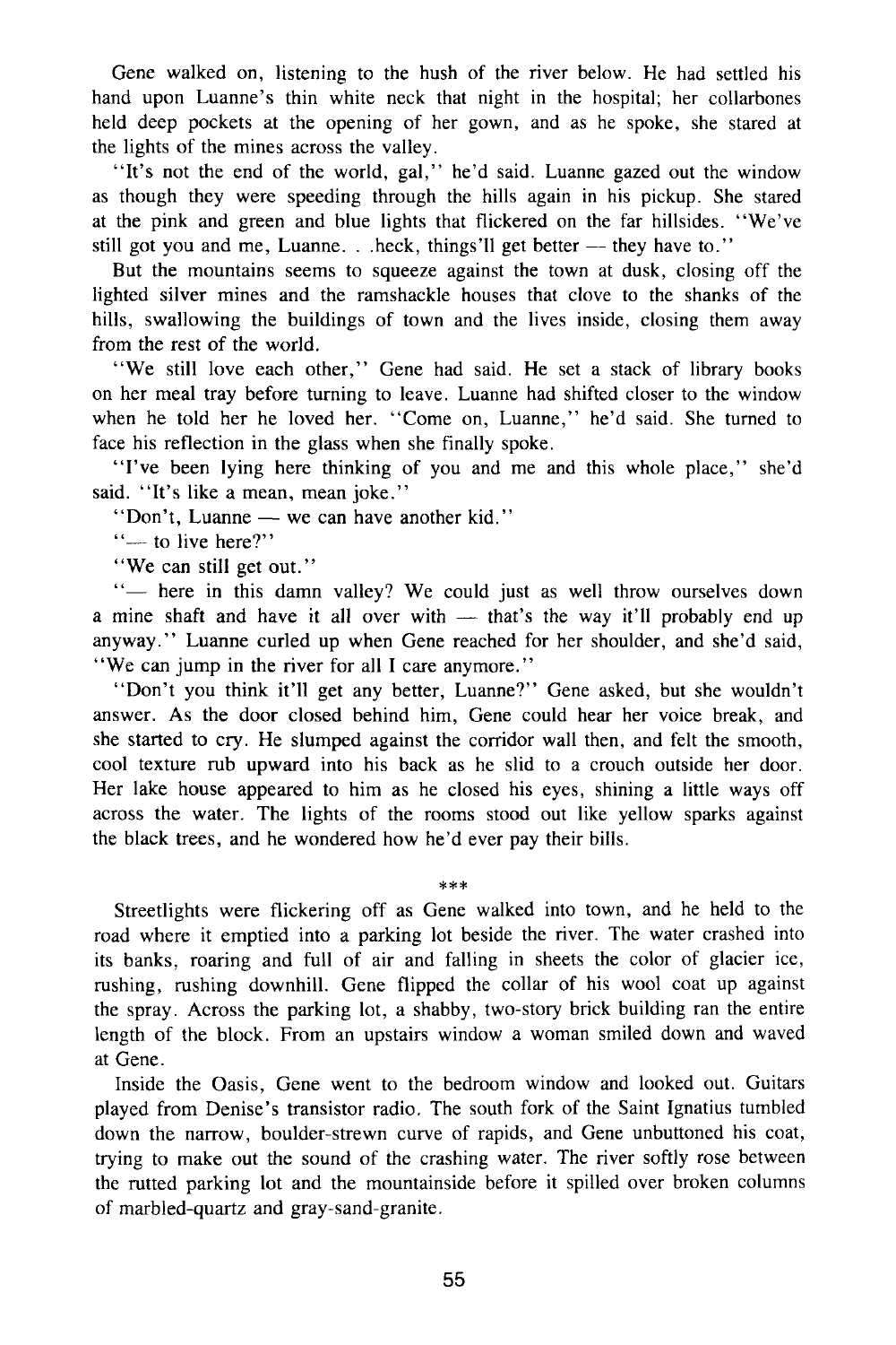Gene walked on, listening to the hush of the river below. He had settled his hand upon Luanne's thin white neck that night in the hospital; her collarbones held deep pockets at the opening of her gown, and as he spoke, she stared at the lights of the mines across the valley.

"It's not the end of the world, gal," he'd said. Luanne gazed out the window as though they were speeding through the hills again in his pickup. She stared at the pink and green and blue lights that flickered on the far hillsides. "We've still got you and me, Luanne. . .heck, things'll get better — they have to."

But the mountains seems to squeeze against the town at dusk, closing off the lighted silver mines and the ramshackle houses that clove to the shanks of the hills, swallowing the buildings of town and the lives inside, closing them away from the rest of the world.

"We still love each other," Gene had said. He set a stack of library books on her meal tray before turning to leave. Luanne had shifted closer to the window when he told her he loved her. "Come on, Luanne," he'd said. She turned to face his reflection in the glass when she finally spoke.

"I've been lying here thinking of you and me and this whole place," she'd said. "It's like a mean, mean joke."

"Don't, Luanne — we can have another kid."

"— to live here?"

"We can still get out."

"— here in this damn valley? We could just as well throw ourselves down a mine shaft and have it all over with — that's the way it'll probably end up anyway." Luanne curled up when Gene reached for her shoulder, and she'd said, "We can jump in the river for all I care anymore."

"Don't you think it'll get any better, Luanne?" Gene asked, but she wouldn't answer. As the door closed behind him, Gene could hear her voice break, and she started to cry. He slumped against the corridor wall then, and felt the smooth, cool texture rub upward into his back as he slid to a crouch outside her door. Her lake house appeared to him as he closed his eyes, shining a little ways off across the water. The lights of the rooms stood out like yellow sparks against the black trees, and he wondered how he'd ever pay their bills.

***

Streetlights were flickering off as Gene walked into town, and he held to the road where it emptied into a parking lot beside the river. The water crashed into its banks, roaring and full of air and falling in sheets the color of glacier ice, rushing, rushing downhill. Gene flipped the collar of his wool coat up against the spray. Across the parking lot, a shabby, two-story brick building ran the entire length of the block. From an upstairs window a woman smiled down and waved at Gene.

Inside the Oasis, Gene went to the bedroom window and looked out. Guitars played from Denise's transistor radio. The south fork of the Saint Ignatius tumbled down the narrow, boulder-strewn curve of rapids, and Gene unbuttoned his coat, trying to make out the sound of the crashing water. The river softly rose between the rutted parking lot and the mountainside before it spilled over broken columns of marbled-quartz and gray-sand-granite.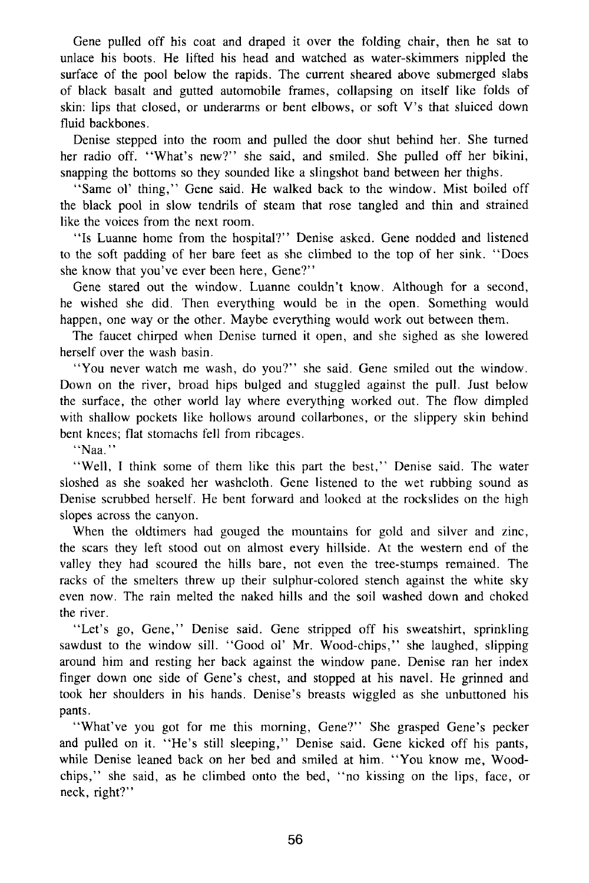Gene pulled off his coat and draped it over the folding chair, then he sat to unlace his boots. He lifted his head and watched as water-skimmers nippled the surface of the pool below the rapids. The current sheared above submerged slabs of black basalt and gutted automobile frames, collapsing on itself like folds of skin: lips that closed, or underarms or bent elbows, or soft V's that sluiced down fluid backbones.

Denise stepped into the room and pulled the door shut behind her. She turned her radio off. "What's new?" she said, and smiled. She pulled off her bikini, snapping the bottoms so they sounded like a slingshot band between her thighs.

"Same ol' thing," Gene said. He walked back to the window. Mist boiled off the black pool in slow tendrils of steam that rose tangled and thin and strained like the voices from the next room.

"Is Luanne home from the hospital?" Denise asked. Gene nodded and listened to the soft padding of her bare feet as she climbed to the top of her sink. "Does she know that you've ever been here, Gene?"

Gene stared out the window. Luanne couldn't know. Although for a second, he wished she did. Then everything would be in the open. Something would happen, one way or the other. Maybe everything would work out between them.

The faucet chirped when Denise turned it open, and she sighed as she lowered herself over the wash basin.

"You never watch me wash, do you?" she said. Gene smiled out the window. Down on the river, broad hips bulged and stuggled against the pull. Just below the surface, the other world lay where everything worked out. The flow dimpled with shallow pockets like hollows around collarbones, or the slippery skin behind bent knees; flat stomachs fell from ribcages.

"Naa."

"Well, I think some of them like this part the best," Denise said. The water sloshed as she soaked her washcloth. Gene listened to the wet rubbing sound as Denise scrubbed herself. He bent forward and looked at the rockslides on the high slopes across the canyon.

When the oldtimers had gouged the mountains for gold and silver and zinc, the scars they left stood out on almost every hillside. At the western end of the valley they had scoured the hills bare, not even the tree-stumps remained. The racks of the smelters threw up their sulphur-colored stench against the white sky even now. The rain melted the naked hills and the soil washed down and choked the river.

"Let's go, Gene," Denise said. Gene stripped off his sweatshirt, sprinkling sawdust to the window sill. "Good ol' Mr. Wood-chips," she laughed, slipping around him and resting her back against the window pane. Denise ran her index finger down one side of Gene's chest, and stopped at his navel. He grinned and took her shoulders in his hands. Denise's breasts wiggled as she unbuttoned his pants.

"What've you got for me this morning, Gene?" She grasped Gene's pecker and pulled on it. "He's still sleeping," Denise said. Gene kicked off his pants, while Denise leaned back on her bed and smiled at him. "You know me, Wood-chips," she said, as he climbed onto the bed, "no kissing on the lips, face, or neck, right?"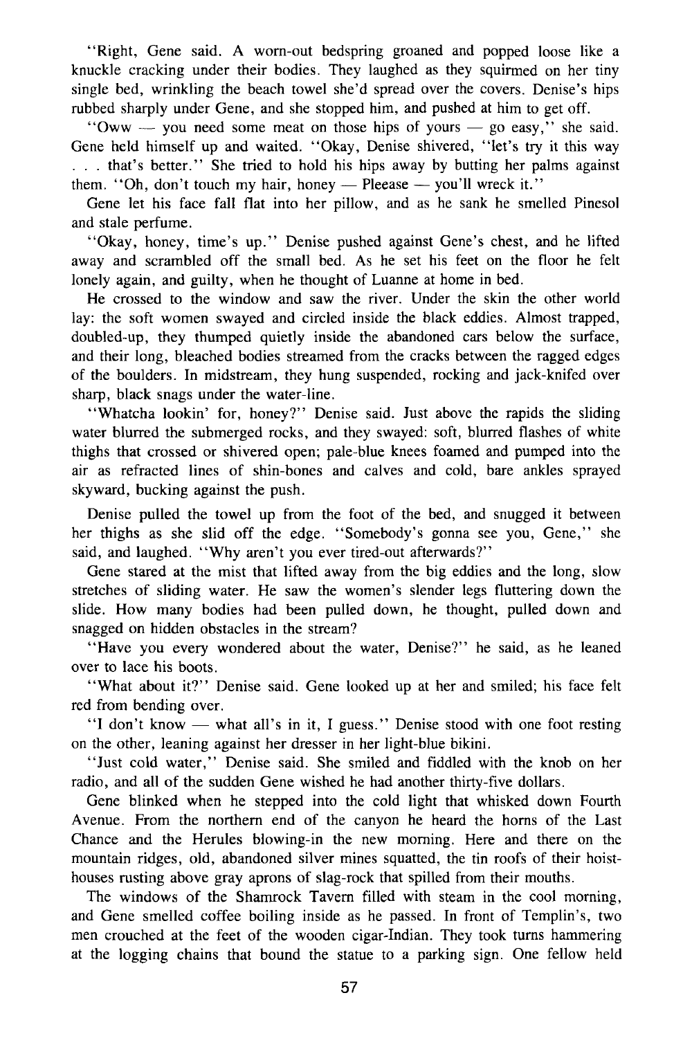"Right, Gene said. A worn-out bedspring groaned and popped loose like a knuckle cracking under their bodies. They laughed as they squirmed on her tiny single bed, wrinkling the beach towel she'd spread over the covers. Denise's hips rubbed sharply under Gene, and she stopped him, and pushed at him to get off.

"Oww — you need some meat on those hips of yours — go easy," she said. Gene held himself up and waited. "Okay, Denise shivered, "let's try it this way . . . that's better." She tried to hold his hips away by butting her palms against them. "Oh, don't touch my hair, honey — Pleease — you'll wreck it."

Gene let his face fall flat into her pillow, and as he sank he smelled Pinesol and stale perfume.

"Okay, honey, time's up." Denise pushed against Gene's chest, and he lifted away and scrambled off the small bed. As he set his feet on the floor he felt lonely again, and guilty, when he thought of Luanne at home in bed.

He crossed to the window and saw the river. Under the skin the other world lay: the soft women swayed and circled inside the black eddies. Almost trapped, doubled-up, they thumped quietly inside the abandoned cars below the surface, and their long, bleached bodies streamed from the cracks between the ragged edges of the boulders. In midstream, they hung suspended, rocking and jack-knifed over sharp, black snags under the water-line.

"Whatcha lookin' for, honey?" Denise said. Just above the rapids the sliding water blurred the submerged rocks, and they swayed: soft, blurred flashes of white thighs that crossed or shivered open; pale-blue knees foamed and pumped into the air as refracted lines of shin-bones and calves and cold, bare ankles sprayed skyward, bucking against the push.

Denise pulled the towel up from the foot of the bed, and snugged it between her thighs as she slid off the edge. "Somebody's gonna see you, Gene," she said, and laughed. "Why aren't you ever tired-out afterwards?"

Gene stared at the mist that lifted away from the big eddies and the long, slow stretches of sliding water. He saw the women's slender legs fluttering down the slide. How many bodies had been pulled down, he thought, pulled down and snagged on hidden obstacles in the stream?

"Have you every wondered about the water, Denise?" he said, as he leaned over to lace his boots.

"What about it?" Denise said. Gene looked up at her and smiled; his face felt red from bending over.

"I don't know — what all's in it, I guess." Denise stood with one foot resting on the other, leaning against her dresser in her light-blue bikini.

"Just cold water," Denise said. She smiled and fiddled with the knob on her radio, and all of the sudden Gene wished he had another thirty-five dollars.

Gene blinked when he stepped into the cold light that whisked down Fourth Avenue. From the northern end of the canyon he heard the horns of the Last Chance and the Herules blowing-in the new morning. Here and there on the mountain ridges, old, abandoned silver mines squatted, the tin roofs of their hoist-houses rusting above gray aprons of slag-rock that spilled from their mouths.

The windows of the Shamrock Tavern filled with steam in the cool morning, and Gene smelled coffee boiling inside as he passed. In front of Templin's, two men crouched at the feet of the wooden cigar-Indian. They took turns hammering at the logging chains that bound the statue to a parking sign. One fellow held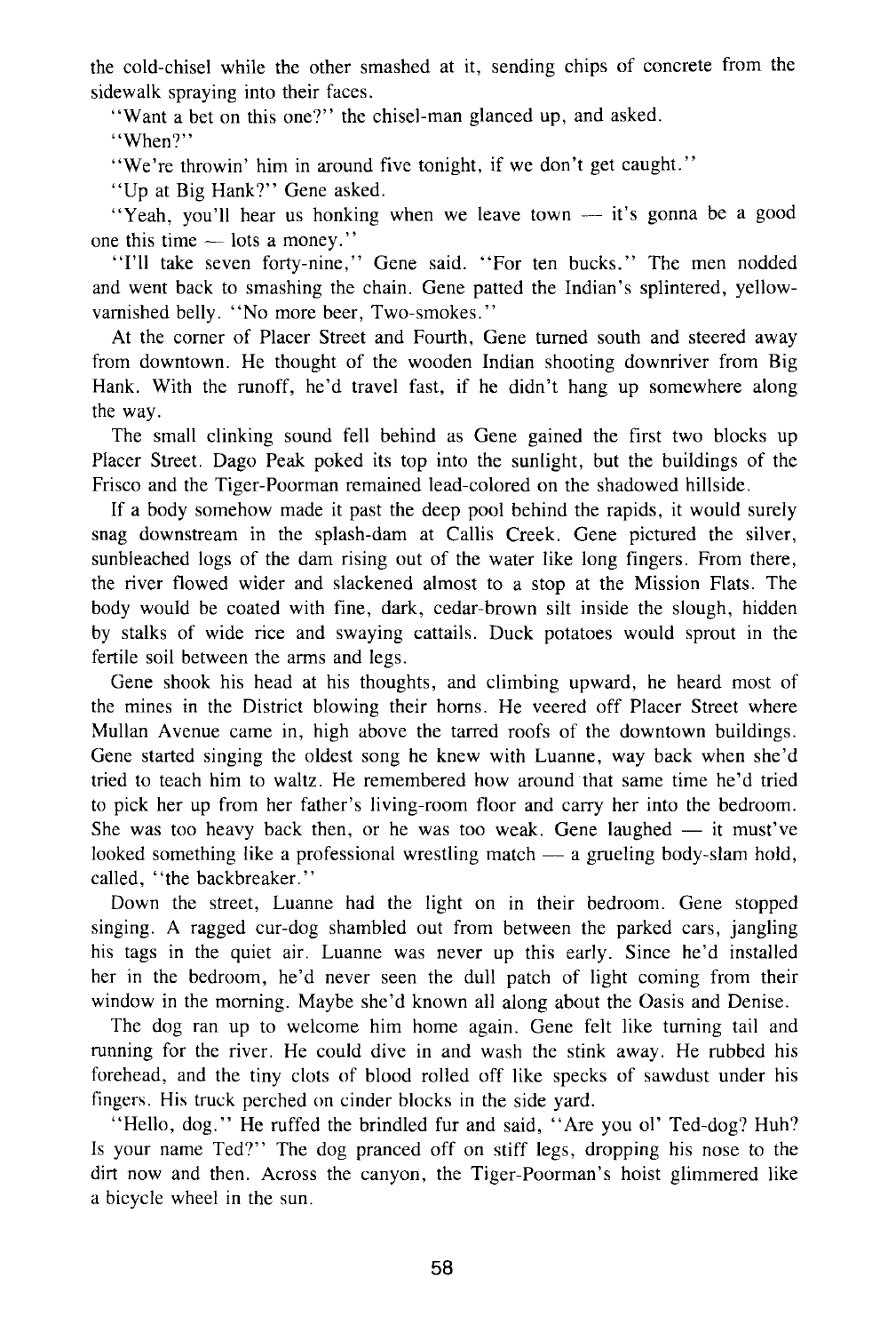the cold-chisel while the other smashed at it, sending chips of concrete from the sidewalk spraying into their faces.

"Want a bet on this one?" the chisel-man glanced up, and asked.

"When?"

"We're throwin' him in around five tonight, if we don't get caught."

"Up at Big Hank?" Gene asked.

"Yeah, you'll hear us honking when we leave town — it's gonna be a good one this time — lots a money."

"I'll take seven forty-nine," Gene said. "For ten bucks." The men nodded and went back to smashing the chain. Gene patted the Indian's splintered, yellow-varnished belly. "No more beer, Two-smokes."

At the corner of Placer Street and Fourth, Gene turned south and steered away from downtown. He thought of the wooden Indian shooting downriver from Big Hank. With the runoff, he'd travel fast, if he didn't hang up somewhere along the way.

The small clinking sound fell behind as Gene gained the first two blocks up Placer Street. Dago Peak poked its top into the sunlight, but the buildings of the Frisco and the Tiger-Poorman remained lead-colored on the shadowed hillside.

If a body somehow made it past the deep pool behind the rapids, it would surely snag downstream in the splash-dam at Callis Creek. Gene pictured the silver, sunbleached logs of the dam rising out of the water like long fingers. From there, the river flowed wider and slackened almost to a stop at the Mission Flats. The body would be coated with fine, dark, cedar-brown silt inside the slough, hidden by stalks of wide rice and swaying cattails. Duck potatoes would sprout in the fertile soil between the arms and legs.

Gene shook his head at his thoughts, and climbing upward, he heard most of the mines in the District blowing their horns. He veered off Placer Street where Mullan Avenue came in, high above the tarred roofs of the downtown buildings. Gene started singing the oldest song he knew with Luanne, way back when she'd tried to teach him to waltz. He remembered how around that same time he'd tried to pick her up from her father's living-room floor and carry her into the bedroom. She was too heavy back then, or he was too weak. Gene laughed — it must've looked something like a professional wrestling match — a grueling body-slam hold, called, "the backbreaker."

Down the street, Luanne had the light on in their bedroom. Gene stopped singing. A ragged cur-dog shambled out from between the parked cars, jangling his tags in the quiet air. Luanne was never up this early. Since he'd installed her in the bedroom, he'd never seen the dull patch of light coming from their window in the morning. Maybe she'd known all along about the Oasis and Denise.

The dog ran up to welcome him home again. Gene felt like turning tail and running for the river. He could dive in and wash the stink away. He rubbed his forehead, and the tiny clots of blood rolled off like specks of sawdust under his fingers. His truck perched on cinder blocks in the side yard.

"Hello, dog." He ruffed the brindled fur and said, "Are you ol' Ted-dog? Huh? Is your name Ted?" The dog pranced off on stiff legs, dropping his nose to the dirt now and then. Across the canyon, the Tiger-Poorman's hoist glimmered like a bicycle wheel in the sun.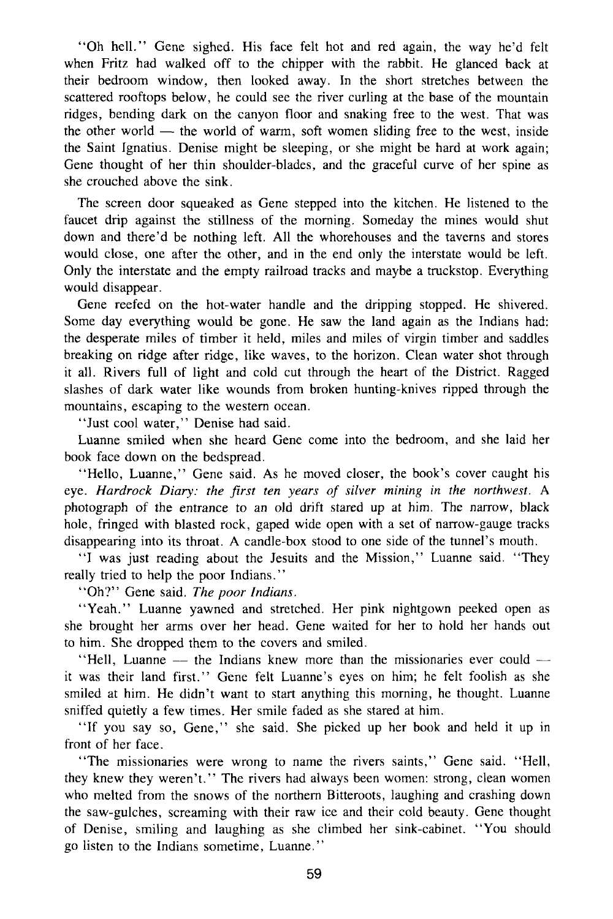"Oh hell." Gene sighed. His face felt hot and red again, the way he'd felt when Fritz had walked off to the chipper with the rabbit. He glanced back at their bedroom window, then looked away. In the short stretches between the scattered rooftops below, he could see the river curling at the base of the mountain ridges, bending dark on the canyon floor and snaking free to the west. That was the other world — the world of warm, soft women sliding free to the west, inside the Saint Ignatius. Denise might be sleeping, or she might be hard at work again; Gene thought of her thin shoulder-blades, and the graceful curve of her spine as she crouched above the sink.

The screen door squeaked as Gene stepped into the kitchen. He listened to the faucet drip against the stillness of the morning. Someday the mines would shut down and there'd be nothing left. All the whorehouses and the taverns and stores would close, one after the other, and in the end only the interstate would be left. Only the interstate and the empty railroad tracks and maybe a truckstop. Everything would disappear.

Gene reefed on the hot-water handle and the dripping stopped. He shivered. Some day everything would be gone. He saw the land again as the Indians had: the desperate miles of timber it held, miles and miles of virgin timber and saddles breaking on ridge after ridge, like waves, to the horizon. Clean water shot through it all. Rivers full of light and cold cut through the heart of the District. Ragged slashes of dark water like wounds from broken hunting-knives ripped through the mountains, escaping to the western ocean.

"Just cool water," Denise had said.

Luanne smiled when she heard Gene come into the bedroom, and she laid her book face down on the bedspread.

"Hello, Luanne," Gene said. As he moved closer, the book's cover caught his eye. *Hardrock Diary: the first ten years of silver mining in the northwest.* A photograph of the entrance to an old drift stared up at him. The narrow, black hole, fringed with blasted rock, gaped wide open with a set of narrow-gauge tracks disappearing into its throat. A candle-box stood to one side of the tunnel's mouth.

"I was just reading about the Jesuits and the Mission," Luanne said. "They really tried to help the poor Indians."

"Oh?" Gene said. *The poor Indians.*

"Yeah." Luanne yawned and stretched. Her pink nightgown peeked open as she brought her arms over her head. Gene waited for her to hold her hands out to him. She dropped them to the covers and smiled.

"Hell, Luanne — the Indians knew more than the missionaries ever could — it was their land first." Gene felt Luanne's eyes on him; he felt foolish as she smiled at him. He didn't want to start anything this morning, he thought. Luanne sniffed quietly a few times. Her smile faded as she stared at him.

"If you say so, Gene," she said. She picked up her book and held it up in front of her face.

"The missionaries were wrong to name the rivers saints," Gene said. "Hell, they knew they weren't." The rivers had always been women: strong, clean women who melted from the snows of the northern Bitteroots, laughing and crashing down the saw-gulches, screaming with their raw ice and their cold beauty. Gene thought of Denise, smiling and laughing as she climbed her sink-cabinet. "You should go listen to the Indians sometime, Luanne."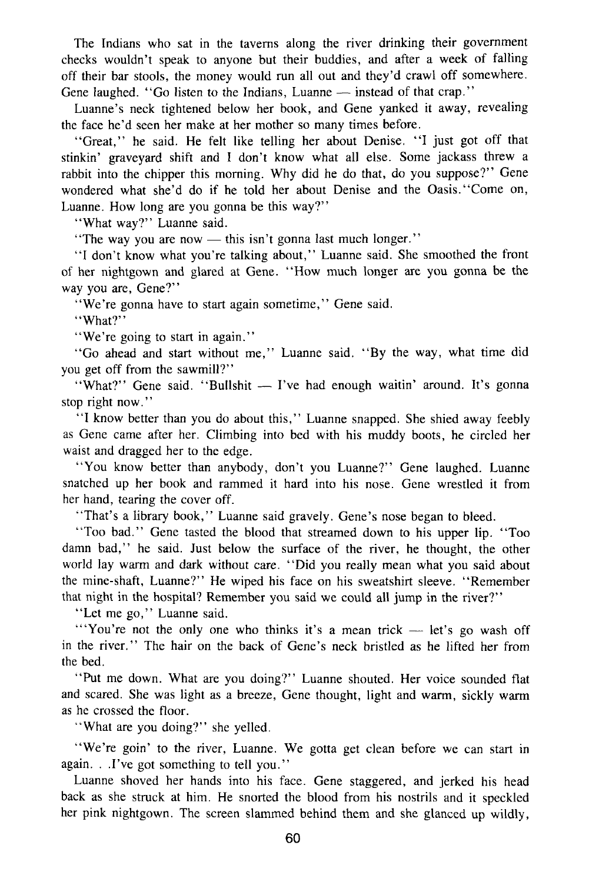The Indians who sat in the taverns along the river drinking their government checks wouldn't speak to anyone but their buddies, and after a week of falling off their bar stools, the money would run all out and they'd crawl off somewhere. Gene laughed. "Go listen to the Indians, Luanne — instead of that crap."

Luanne's neck tightened below her book, and Gene yanked it away, revealing the face he'd seen her make at her mother so many times before.

"Great," he said. He felt like telling her about Denise. "I just got off that stinkin' graveyard shift and I don't know what all else. Some jackass threw a rabbit into the chipper this morning. Why did he do that, do you suppose?" Gene wondered what she'd do if he told her about Denise and the Oasis. "Come on, Luanne. How long are you gonna be this way?"

"What way?" Luanne said.

"The way you are now — this isn't gonna last much longer."

"I don't know what you're talking about," Luanne said. She smoothed the front of her nightgown and glared at Gene. "How much longer are you gonna be the way you are, Gene?"

"We're gonna have to start again sometime," Gene said.

"What?"

"We're going to start in again."

"Go ahead and start without me," Luanne said. "By the way, what time did you get off from the sawmill?"

"What?" Gene said. "Bullshit — I've had enough waitin' around. It's gonna stop right now."

"I know better than you do about this," Luanne snapped. She shied away feebly as Gene came after her. Climbing into bed with his muddy boots, he circled her waist and dragged her to the edge.

"You know better than anybody, don't you Luanne?" Gene laughed. Luanne snatched up her book and rammed it hard into his nose. Gene wrestled it from her hand, tearing the cover off.

"That's a library book," Luanne said gravely. Gene's nose began to bleed.

"Too bad." Gene tasted the blood that streamed down to his upper lip. "Too damn bad," he said. Just below the surface of the river, he thought, the other world lay warm and dark without care. "Did you really mean what you said about the mine-shaft, Luanne?" He wiped his face on his sweatshirt sleeve. "Remember that night in the hospital? Remember you said we could all jump in the river?"

"Let me go," Luanne said.

"'You're not the only one who thinks it's a mean trick — let's go wash off in the river." The hair on the back of Gene's neck bristled as he lifted her from the bed.

"Put me down. What are you doing?" Luanne shouted. Her voice sounded flat and scared. She was light as a breeze, Gene thought, light and warm, sickly warm as he crossed the floor.

"What are you doing?" she yelled.

"We're goin' to the river, Luanne. We gotta get clean before we can start in again. . .I've got something to tell you."

Luanne shoved her hands into his face. Gene staggered, and jerked his head back as she struck at him. He snorted the blood from his nostrils and it speckled her pink nightgown. The screen slammed behind them and she glanced up wildly,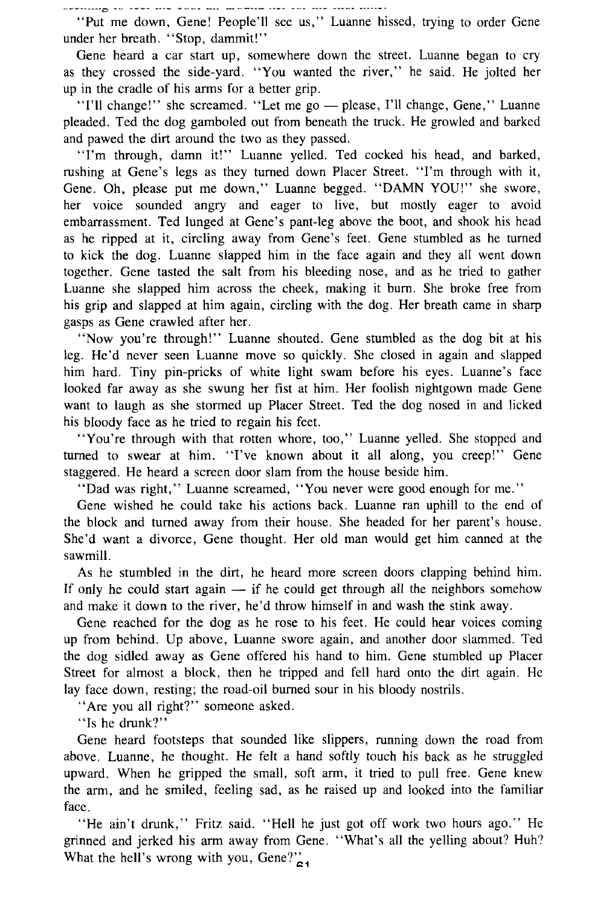"Put me down, Gene! People'll see us," Luanne hissed, trying to order Gene under her breath. "Stop, dammit!"

Gene heard a car start up, somewhere down the street. Luanne began to cry as they crossed the side-yard. "You wanted the river," he said. He jolted her up in the cradle of his arms for a better grip.

"I'll change!" she screamed. "Let me go — please, I'll change, Gene," Luanne pleaded. Ted the dog gamboled out from beneath the truck. He growled and barked and pawed the dirt around the two as they passed.

"I'm through, damn it!" Luanne yelled. Ted cocked his head, and barked, rushing at Gene's legs as they turned down Placer Street. "I'm through with it, Gene. Oh, please put me down," Luanne begged. "DAMN YOU!" she swore, her voice sounded angry and eager to live, but mostly eager to avoid embarrassment. Ted lunged at Gene's pant-leg above the boot, and shook his head as he ripped at it, circling away from Gene's feet. Gene stumbled as he turned to kick the dog. Luanne slapped him in the face again and they all went down together. Gene tasted the salt from his bleeding nose, and as he tried to gather Luanne she slapped him across the cheek, making it burn. She broke free from his grip and slapped at him again, circling with the dog. Her breath came in sharp gasps as Gene crawled after her.

"Now you're through!" Luanne shouted. Gene stumbled as the dog bit at his leg. He'd never seen Luanne move so quickly. She closed in again and slapped him hard. Tiny pin-pricks of white light swam before his eyes. Luanne's face looked far away as she swung her fist at him. Her foolish nightgown made Gene want to laugh as she stormed up Placer Street. Ted the dog nosed in and licked his bloody face as he tried to regain his feet.

"You're through with that rotten whore, too," Luanne yelled. She stopped and turned to swear at him. "I've known about it all along, you creep!" Gene staggered. He heard a screen door slam from the house beside him.

"Dad was right," Luanne screamed, "You never were good enough for me."

Gene wished he could take his actions back. Luanne ran uphill to the end of the block and turned away from their house. She headed for her parent's house. She'd want a divorce, Gene thought. Her old man would get him canned at the sawmill.

As he stumbled in the dirt, he heard more screen doors clapping behind him. If only he could start again — if he could get through all the neighbors somehow and make it down to the river, he'd throw himself in and wash the stink away.

Gene reached for the dog as he rose to his feet. He could hear voices coming up from behind. Up above, Luanne swore again, and another door slammed. Ted the dog sidled away as Gene offered his hand to him. Gene stumbled up Placer Street for almost a block, then he tripped and fell hard onto the dirt again. He lay face down, resting; the road-oil burned sour in his bloody nostrils.

"Are you all right?" someone asked.

"Is he drunk?"

Gene heard footsteps that sounded like slippers, running down the road from above. Luanne, he thought. He felt a hand softly touch his back as he struggled upward. When he gripped the small, soft arm, it tried to pull free. Gene knew the arm, and he smiled, feeling sad, as he raised up and looked into the familiar face.

"He ain't drunk," Fritz said. "Hell he just got off work two hours ago." He grinned and jerked his arm away from Gene. "What's all the yelling about? Huh? What the hell's wrong with you, Gene?"